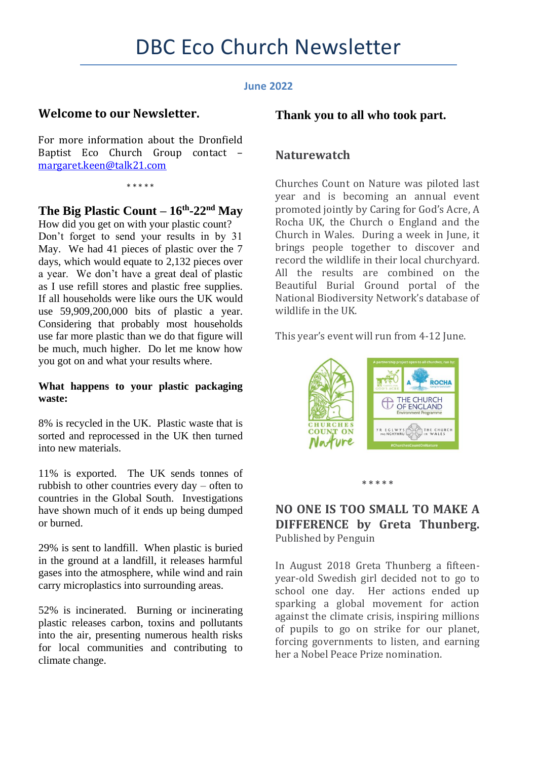# DBC Eco Church Newsletter

**June 2022**

## Welcome to our Newsletter.

For more information about the Dronfield Baptist Eco Church Group contact – margaret.keen@talk21.com

* * * * *

## The Big Plastic Count – 16th-22nd May

How did you get on with your plastic count? Don't forget to send your results in by 31 May. We had 41 pieces of plastic over the 7 days, which would equate to 2,132 pieces over a year. We don't have a great deal of plastic as I use refill stores and plastic free supplies. If all households were like ours the UK would use 59,909,200,000 bits of plastic a year. Considering that probably most households use far more plastic than we do that figure will be much, much higher. Do let me know how you got on and what your results where.

**What happens to your plastic packaging waste:**

8% is recycled in the UK. Plastic waste that is sorted and reprocessed in the UK then turned into new materials.

11% is exported. The UK sends tonnes of rubbish to other countries every day – often to countries in the Global South. Investigations have shown much of it ends up being dumped or burned.

29% is sent to landfill. When plastic is buried in the ground at a landfill, it releases harmful gases into the atmosphere, while wind and rain carry microplastics into surrounding areas.

52% is incinerated. Burning or incinerating plastic releases carbon, toxins and pollutants into the air, presenting numerous health risks for local communities and contributing to climate change.

## Thank you to all who took part.

## Naturewatch

Churches Count on Nature was piloted last year and is becoming an annual event promoted jointly by Caring for God's Acre, A Rocha UK, the Church o England and the Church in Wales. During a week in June, it brings people together to discover and record the wildlife in their local churchyard. All the results are combined on the Beautiful Burial Ground portal of the National Biodiversity Network's database of wildlife in the UK.

This year's event will run from 4-12 June.

* * * * *

## NO ONE IS TOO SMALL TO MAKE A DIFFERENCE by Greta Thunberg.

Published by Penguin

In August 2018 Greta Thunberg a fifteen-year-old Swedish girl decided not to go to school one day. Her actions ended up sparking a global movement for action against the climate crisis, inspiring millions of pupils to go on strike for our planet, forcing governments to listen, and earning her a Nobel Peace Prize nomination.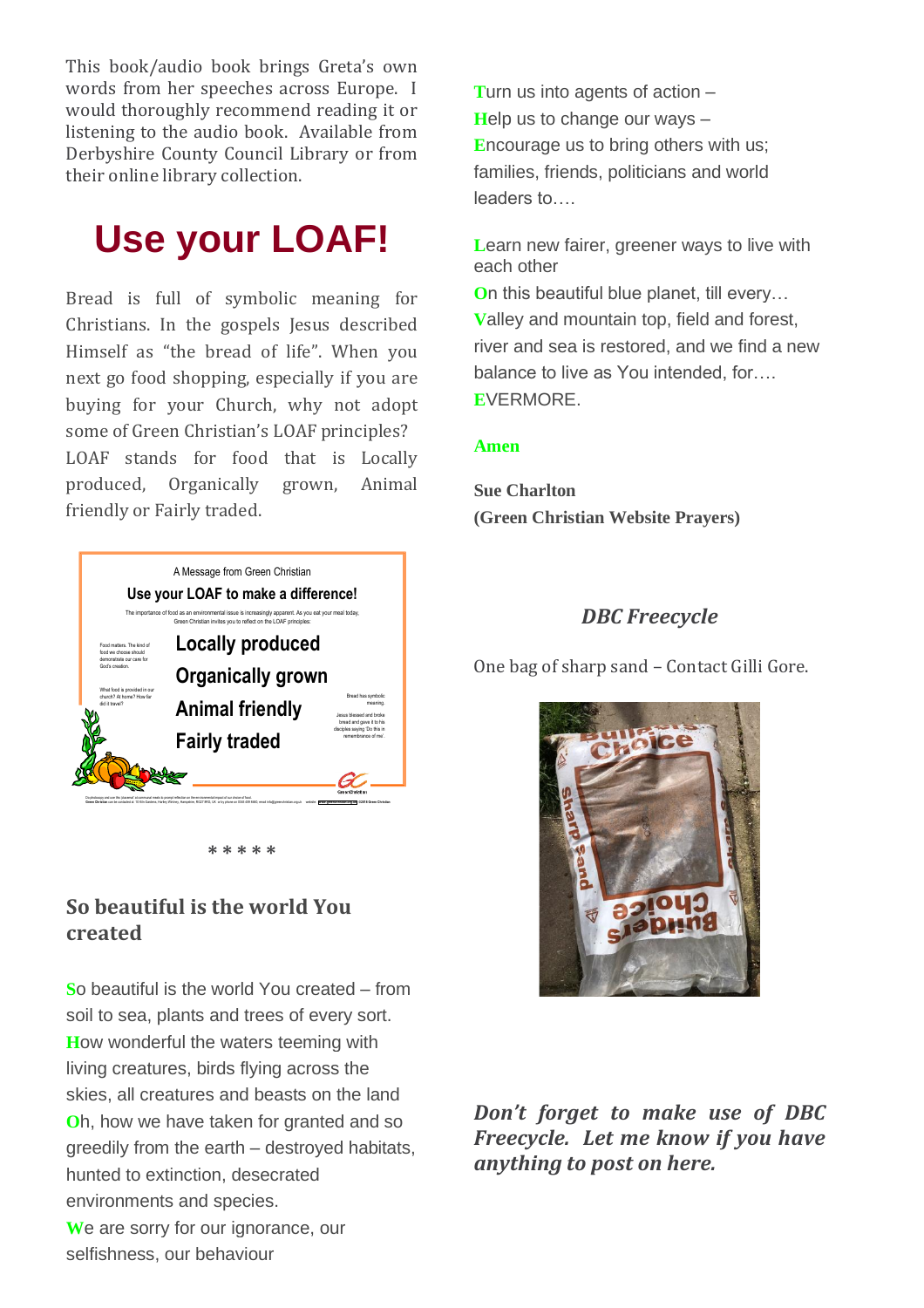This book/audio book brings Greta's own words from her speeches across Europe. I would thoroughly recommend reading it or listening to the audio book. Available from Derbyshire County Council Library or from their online library collection.

# Use your LOAF!

Bread is full of symbolic meaning for Christians. In the gospels Jesus described Himself as "the bread of life". When you next go food shopping, especially if you are buying for your Church, why not adopt some of Green Christian's LOAF principles? LOAF stands for food that is Locally produced, Organically grown, Animal friendly or Fairly traded.

A Message from Green Christian

**Use your LOAF to make a difference!**

The importance of food as an environmental issue is increasingly apparent. As you eat your meal today, Green Christian invites you to reflect on the LOAF principles:

Food matters. The kind of food we choose should demonstrate our care for God's creation.

**Locally produced**

**Organically grown**

**Animal friendly**

**Fairly traded**

What food is provided in our church? At home? How far did it travel?

Bread has symbolic meaning.

Jesus blessed and broke bread and gave it to his disciples saying 'Do this in remembrance of me'.

\* \* \* \* \*

## So beautiful is the world You created

**S**o beautiful is the world You created – from soil to sea, plants and trees of every sort.
**H**ow wonderful the waters teeming with living creatures, birds flying across the skies, all creatures and beasts on the land
**O**h, how we have taken for granted and so greedily from the earth – destroyed habitats, hunted to extinction, desecrated environments and species.
**W**e are sorry for our ignorance, our selfishness, our behaviour
**T**urn us into agents of action –
**H**elp us to change our ways –
**E**ncourage us to bring others with us; families, friends, politicians and world leaders to….

**L**earn new fairer, greener ways to live with each other
**O**n this beautiful blue planet, till every…
**V**alley and mountain top, field and forest, river and sea is restored, and we find a new balance to live as You intended, for….
**E**VERMORE.

**Amen**

**Sue Charlton**
**(Green Christian Website Prayers)**

## *DBC Freecycle*

One bag of sharp sand – Contact Gilli Gore.

***Don't forget to make use of DBC Freecycle. Let me know if you have anything to post on here.***